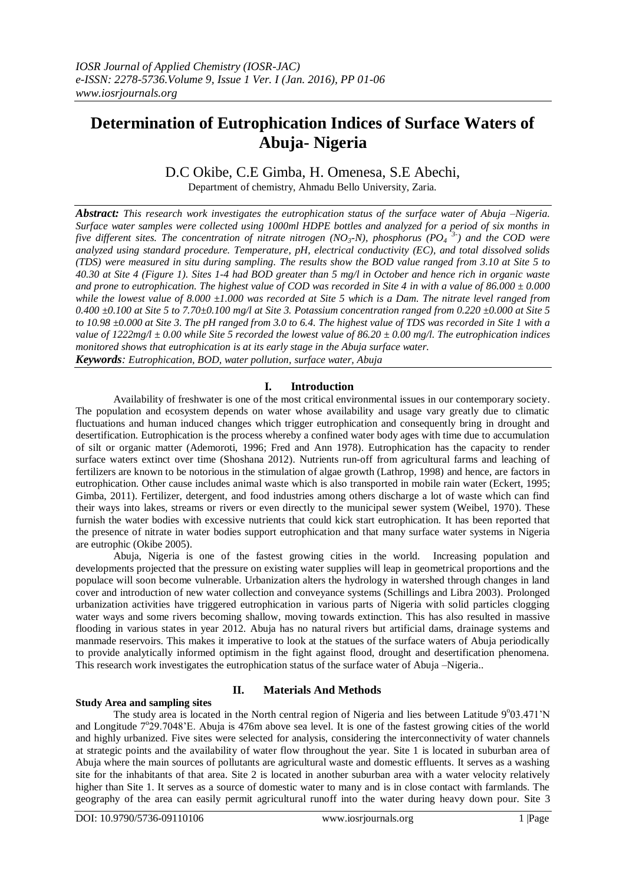# Determination of Eutrophication Indices of Surface Waters of Abuja- Nigeria

D.C Okibe, C.E Gimba, H. Omenesa, S.E Abechi,

Department of chemistry, Ahmadu Bello University, Zaria.

***Abstract:*** *This research work investigates the eutrophication status of the surface water of Abuja –Nigeria. Surface water samples were collected using 1000ml HDPE bottles and analyzed for a period of six months in five different sites. The concentration of nitrate nitrogen ($NO_3$-N), phosphorus ($PO_4^{3-}$) and the COD were analyzed using standard procedure. Temperature, pH, electrical conductivity (EC), and total dissolved solids (TDS) were measured in situ during sampling. The results show the BOD value ranged from 3.10 at Site 5 to 40.30 at Site 4 (Figure 1). Sites 1-4 had BOD greater than 5 mg/l in October and hence rich in organic waste and prone to eutrophication. The highest value of COD was recorded in Site 4 in with a value of 86.000 ± 0.000 while the lowest value of 8.000 ±1.000 was recorded at Site 5 which is a Dam. The nitrate level ranged from 0.400 ±0.100 at Site 5 to 7.70±0.100 mg/l at Site 3. Potassium concentration ranged from 0.220 ±0.000 at Site 5 to 10.98 ±0.000 at Site 3. The pH ranged from 3.0 to 6.4. The highest value of TDS was recorded in Site 1 with a value of 1222mg/l ± 0.00 while Site 5 recorded the lowest value of 86.20 ± 0.00 mg/l. The eutrophication indices monitored shows that eutrophication is at its early stage in the Abuja surface water.*

***Keywords****: Eutrophication, BOD, water pollution, surface water, Abuja*

## I. Introduction

Availability of freshwater is one of the most critical environmental issues in our contemporary society. The population and ecosystem depends on water whose availability and usage vary greatly due to climatic fluctuations and human induced changes which trigger eutrophication and consequently bring in drought and desertification. Eutrophication is the process whereby a confined water body ages with time due to accumulation of silt or organic matter (Ademoroti, 1996; Fred and Ann 1978). Eutrophication has the capacity to render surface waters extinct over time (Shoshana 2012). Nutrients run-off from agricultural farms and leaching of fertilizers are known to be notorious in the stimulation of algae growth (Lathrop, 1998) and hence, are factors in eutrophication. Other cause includes animal waste which is also transported in mobile rain water (Eckert, 1995; Gimba, 2011). Fertilizer, detergent, and food industries among others discharge a lot of waste which can find their ways into lakes, streams or rivers or even directly to the municipal sewer system (Weibel, 1970). These furnish the water bodies with excessive nutrients that could kick start eutrophication. It has been reported that the presence of nitrate in water bodies support eutrophication and that many surface water systems in Nigeria are eutrophic (Okibe 2005).

Abuja, Nigeria is one of the fastest growing cities in the world. Increasing population and developments projected that the pressure on existing water supplies will leap in geometrical proportions and the populace will soon become vulnerable. Urbanization alters the hydrology in watershed through changes in land cover and introduction of new water collection and conveyance systems (Schillings and Libra 2003). Prolonged urbanization activities have triggered eutrophication in various parts of Nigeria with solid particles clogging water ways and some rivers becoming shallow, moving towards extinction. This has also resulted in massive flooding in various states in year 2012. Abuja has no natural rivers but artificial dams, drainage systems and manmade reservoirs. This makes it imperative to look at the statues of the surface waters of Abuja periodically to provide analytically informed optimism in the fight against flood, drought and desertification phenomena. This research work investigates the eutrophication status of the surface water of Abuja –Nigeria..

## II. Materials And Methods

### Study Area and sampling sites

The study area is located in the North central region of Nigeria and lies between Latitude 9°03.471'N and Longitude 7°29.7048'E. Abuja is 476m above sea level. It is one of the fastest growing cities of the world and highly urbanized. Five sites were selected for analysis, considering the interconnectivity of water channels at strategic points and the availability of water flow throughout the year. Site 1 is located in suburban area of Abuja where the main sources of pollutants are agricultural waste and domestic effluents. It serves as a washing site for the inhabitants of that area. Site 2 is located in another suburban area with a water velocity relatively higher than Site 1. It serves as a source of domestic water to many and is in close contact with farmlands. The geography of the area can easily permit agricultural runoff into the water during heavy down pour. Site 3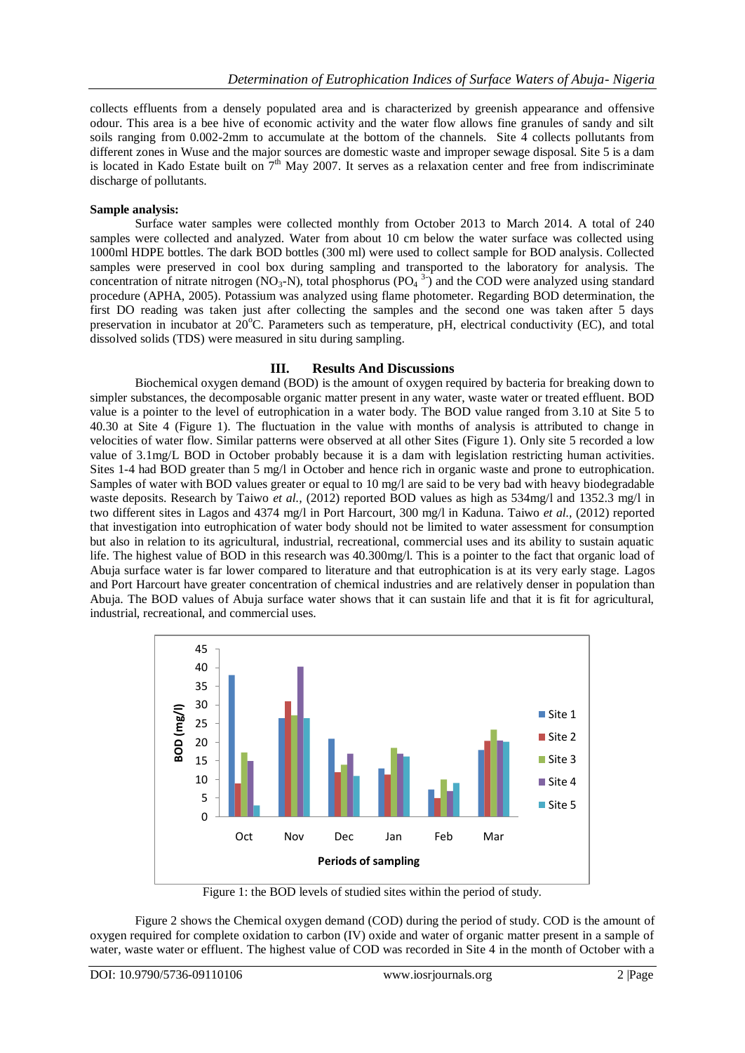collects effluents from a densely populated area and is characterized by greenish appearance and offensive odour. This area is a bee hive of economic activity and the water flow allows fine granules of sandy and silt soils ranging from 0.002-2mm to accumulate at the bottom of the channels. Site 4 collects pollutants from different zones in Wuse and the major sources are domestic waste and improper sewage disposal. Site 5 is a dam is located in Kado Estate built on 7[th] May 2007. It serves as a relaxation center and free from indiscriminate discharge of pollutants.

**Sample analysis:**

Surface water samples were collected monthly from October 2013 to March 2014. A total of 240 samples were collected and analyzed. Water from about 10 cm below the water surface was collected using 1000ml HDPE bottles. The dark BOD bottles (300 ml) were used to collect sample for BOD analysis. Collected samples were preserved in cool box during sampling and transported to the laboratory for analysis. The concentration of nitrate nitrogen ($NO_3$-N), total phosphorus ($PO_4^{3-}$) and the COD were analyzed using standard procedure (APHA, 2005). Potassium was analyzed using flame photometer. Regarding BOD determination, the first DO reading was taken just after collecting the samples and the second one was taken after 5 days preservation in incubator at 20°C. Parameters such as temperature, pH, electrical conductivity (EC), and total dissolved solids (TDS) were measured in situ during sampling.

## III. Results And Discussions

Biochemical oxygen demand (BOD) is the amount of oxygen required by bacteria for breaking down to simpler substances, the decomposable organic matter present in any water, waste water or treated effluent. BOD value is a pointer to the level of eutrophication in a water body. The BOD value ranged from 3.10 at Site 5 to 40.30 at Site 4 (Figure 1). The fluctuation in the value with months of analysis is attributed to change in velocities of water flow. Similar patterns were observed at all other Sites (Figure 1). Only site 5 recorded a low value of 3.1mg/L BOD in October probably because it is a dam with legislation restricting human activities. Sites 1-4 had BOD greater than 5 mg/l in October and hence rich in organic waste and prone to eutrophication. Samples of water with BOD values greater or equal to 10 mg/l are said to be very bad with heavy biodegradable waste deposits. Research by Taiwo *et al.,* (2012) reported BOD values as high as 534mg/l and 1352.3 mg/l in two different sites in Lagos and 4374 mg/l in Port Harcourt, 300 mg/l in Kaduna. Taiwo *et al.,* (2012) reported that investigation into eutrophication of water body should not be limited to water assessment for consumption but also in relation to its agricultural, industrial, recreational, commercial uses and its ability to sustain aquatic life. The highest value of BOD in this research was 40.300mg/l. This is a pointer to the fact that organic load of Abuja surface water is far lower compared to literature and that eutrophication is at its very early stage. Lagos and Port Harcourt have greater concentration of chemical industries and are relatively denser in population than Abuja. The BOD values of Abuja surface water shows that it can sustain life and that it is fit for agricultural, industrial, recreational, and commercial uses.

Figure 1: the BOD levels of studied sites within the period of study.

Figure 2 shows the Chemical oxygen demand (COD) during the period of study. COD is the amount of oxygen required for complete oxidation to carbon (IV) oxide and water of organic matter present in a sample of water, waste water or effluent. The highest value of COD was recorded in Site 4 in the month of October with a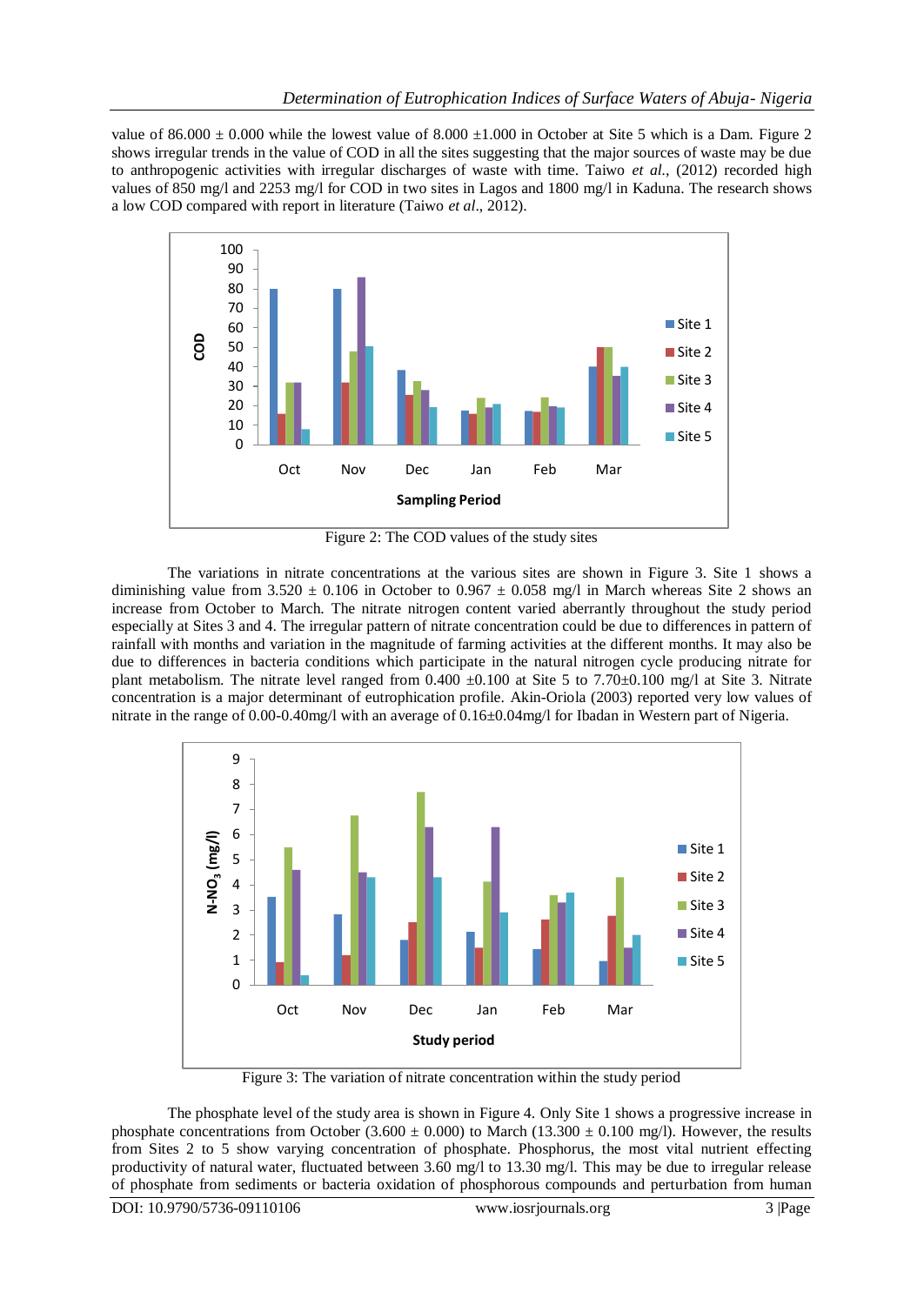value of 86.000 ± 0.000 while the lowest value of 8.000 ±1.000 in October at Site 5 which is a Dam. Figure 2 shows irregular trends in the value of COD in all the sites suggesting that the major sources of waste may be due to anthropogenic activities with irregular discharges of waste with time. Taiwo *et al.,* (2012) recorded high values of 850 mg/l and 2253 mg/l for COD in two sites in Lagos and 1800 mg/l in Kaduna. The research shows a low COD compared with report in literature (Taiwo *et al*., 2012).

Figure 2: The COD values of the study sites

The variations in nitrate concentrations at the various sites are shown in Figure 3. Site 1 shows a diminishing value from 3.520 ± 0.106 in October to 0.967 ± 0.058 mg/l in March whereas Site 2 shows an increase from October to March. The nitrate nitrogen content varied aberrantly throughout the study period especially at Sites 3 and 4. The irregular pattern of nitrate concentration could be due to differences in pattern of rainfall with months and variation in the magnitude of farming activities at the different months. It may also be due to differences in bacteria conditions which participate in the natural nitrogen cycle producing nitrate for plant metabolism. The nitrate level ranged from 0.400 ±0.100 at Site 5 to 7.70±0.100 mg/l at Site 3. Nitrate concentration is a major determinant of eutrophication profile. Akin-Oriola (2003) reported very low values of nitrate in the range of 0.00-0.40mg/l with an average of 0.16±0.04mg/l for Ibadan in Western part of Nigeria.

Figure 3: The variation of nitrate concentration within the study period

The phosphate level of the study area is shown in Figure 4. Only Site 1 shows a progressive increase in phosphate concentrations from October (3.600 ± 0.000) to March (13.300 ± 0.100 mg/l). However, the results from Sites 2 to 5 show varying concentration of phosphate. Phosphorus, the most vital nutrient effecting productivity of natural water, fluctuated between 3.60 mg/l to 13.30 mg/l. This may be due to irregular release of phosphate from sediments or bacteria oxidation of phosphorous compounds and perturbation from human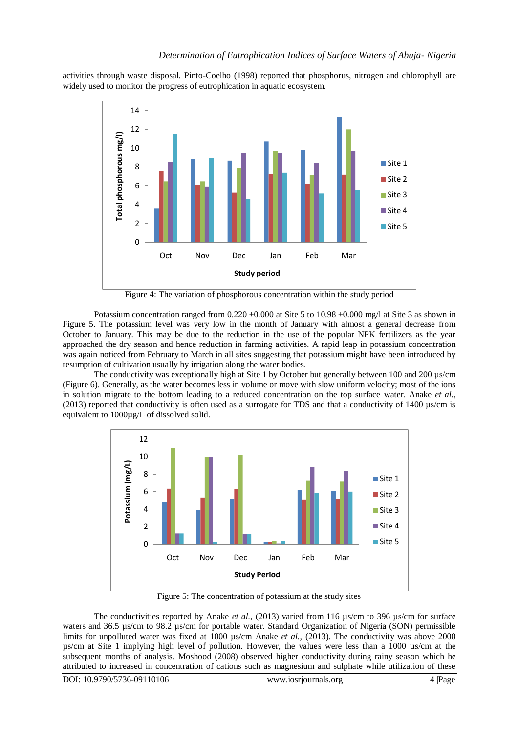activities through waste disposal. Pinto-Coelho (1998) reported that phosphorus, nitrogen and chlorophyll are widely used to monitor the progress of eutrophication in aquatic ecosystem.

Figure 4: The variation of phosphorous concentration within the study period

Potassium concentration ranged from 0.220 ±0.000 at Site 5 to 10.98 ±0.000 mg/l at Site 3 as shown in Figure 5. The potassium level was very low in the month of January with almost a general decrease from October to January. This may be due to the reduction in the use of the popular NPK fertilizers as the year approached the dry season and hence reduction in farming activities. A rapid leap in potassium concentration was again noticed from February to March in all sites suggesting that potassium might have been introduced by resumption of cultivation usually by irrigation along the water bodies.

The conductivity was exceptionally high at Site 1 by October but generally between 100 and 200 µs/cm (Figure 6). Generally, as the water becomes less in volume or move with slow uniform velocity; most of the ions in solution migrate to the bottom leading to a reduced concentration on the top surface water. Anake *et al.,* (2013) reported that conductivity is often used as a surrogate for TDS and that a conductivity of 1400 µs/cm is equivalent to 1000µg/L of dissolved solid.

Figure 5: The concentration of potassium at the study sites

The conductivities reported by Anake *et al.,* (2013) varied from 116 µs/cm to 396 µs/cm for surface waters and 36.5 µs/cm to 98.2 µs/cm for portable water. Standard Organization of Nigeria (SON) permissible limits for unpolluted water was fixed at 1000 µs/cm Anake *et al.,* (2013). The conductivity was above 2000 µs/cm at Site 1 implying high level of pollution. However, the values were less than a 1000 µs/cm at the subsequent months of analysis. Moshood (2008) observed higher conductivity during rainy season which he attributed to increased in concentration of cations such as magnesium and sulphate while utilization of these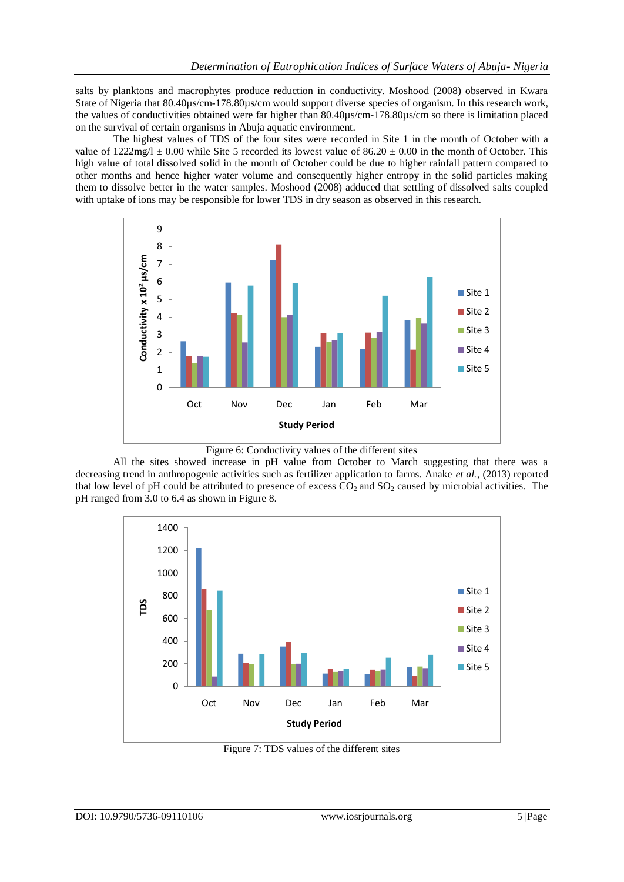salts by planktons and macrophytes produce reduction in conductivity. Moshood (2008) observed in Kwara State of Nigeria that 80.40µs/cm-178.80µs/cm would support diverse species of organism. In this research work, the values of conductivities obtained were far higher than 80.40µs/cm-178.80µs/cm so there is limitation placed on the survival of certain organisms in Abuja aquatic environment.

The highest values of TDS of the four sites were recorded in Site 1 in the month of October with a value of 1222mg/l ± 0.00 while Site 5 recorded its lowest value of 86.20 ± 0.00 in the month of October. This high value of total dissolved solid in the month of October could be due to higher rainfall pattern compared to other months and hence higher water volume and consequently higher entropy in the solid particles making them to dissolve better in the water samples. Moshood (2008) adduced that settling of dissolved salts coupled with uptake of ions may be responsible for lower TDS in dry season as observed in this research.

Figure 6: Conductivity values of the different sites

All the sites showed increase in pH value from October to March suggesting that there was a decreasing trend in anthropogenic activities such as fertilizer application to farms. Anake *et al.*, (2013) reported that low level of pH could be attributed to presence of excess $CO_2$ and $SO_2$ caused by microbial activities. The pH ranged from 3.0 to 6.4 as shown in Figure 8.

Figure 7: TDS values of the different sites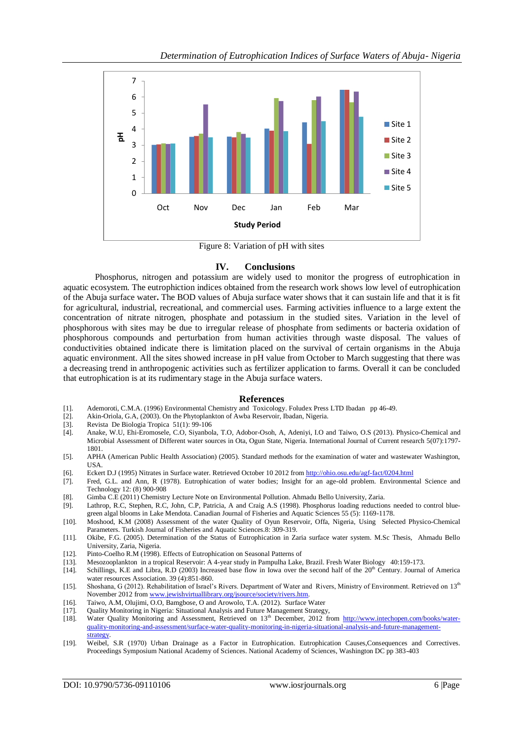7
6
5
4
3
2
1
0

pH

Oct Nov Dec Jan Feb Mar

Study Period

Site 1
Site 2
Site 3
Site 4
Site 5

Figure 8: Variation of pH with sites

## IV. Conclusions

Phosphorus, nitrogen and potassium are widely used to monitor the progress of eutrophication in aquatic ecosystem. The eutrophiction indices obtained from the research work shows low level of eutrophication of the Abuja surface water**.** The BOD values of Abuja surface water shows that it can sustain life and that it is fit for agricultural, industrial, recreational, and commercial uses. Farming activities influence to a large extent the concentration of nitrate nitrogen, phosphate and potassium in the studied sites. Variation in the level of phosphorous with sites may be due to irregular release of phosphate from sediments or bacteria oxidation of phosphorous compounds and perturbation from human activities through waste disposal. The values of conductivities obtained indicate there is limitation placed on the survival of certain organisms in the Abuja aquatic environment. All the sites showed increase in pH value from October to March suggesting that there was a decreasing trend in anthropogenic activities such as fertilizer application to farms. Overall it can be concluded that eutrophication is at its rudimentary stage in the Abuja surface waters.

## References

[1]. Ademoroti, C.M.A. (1996) Environmental Chemistry and Toxicology. Foludex Press LTD Ibadan pp 46-49.

[2]. Akin-Oriola, G.A, (2003). On the Phytoplankton of Awba Reservoir, Ibadan, Nigeria.

[3]. Revista De Biologia Tropica 51(1): 99-106

[4]. Anake, W.U, Ehi-Eromosele, C.O, Siyanbola, T.O, Adobor-Osoh, A, Adeniyi, I.O and Taiwo, O.S (2013). Physico-Chemical and Microbial Assessment of Different water sources in Ota, Ogun State, Nigeria. International Journal of Current research 5(07):1797-1801.

[5]. APHA (American Public Health Association) (2005). Standard methods for the examination of water and wastewater Washington, USA.

[6]. Eckert D.J (1995) Nitrates in Surface water. Retrieved October 10 2012 from http://ohio.osu.edu/agf-fact/0204.html

[7]. Fred, G.L. and Ann, R (1978). Eutrophication of water bodies; Insight for an age-old problem. Environmental Science and Technology 12: (8) 900-908

[8]. Gimba C.E (2011) Chemistry Lecture Note on Environmental Pollution. Ahmadu Bello University, Zaria.

[9]. Lathrop, R.C, Stephen, R.C, John, C.P, Patricia, A and Craig A.S (1998). Phosphorus loading reductions needed to control blue-green algal blooms in Lake Mendota. Canadian Journal of Fisheries and Aquatic Sciences 55 (5): 1169-1178.

[10]. Moshood, K.M (2008) Assessment of the water Quality of Oyun Reservoir, Offa, Nigeria, Using Selected Physico-Chemical Parameters. Turkish Journal of Fisheries and Aquatic Sciences.8: 309-319.

[11]. Okibe, F.G. (2005). Determination of the Status of Eutrophication in Zaria surface water system. M.Sc Thesis, Ahmadu Bello University, Zaria, Nigeria.

[12]. Pinto-Coelho R.M (1998). Effects of Eutrophication on Seasonal Patterns of

[13]. Mesozooplankton in a tropical Reservoir: A 4-year study in Pampulha Lake, Brazil. Fresh Water Biology 40:159-173.

[14]. Schillings, K.E and Libra, R.D (2003) Increased base flow in Iowa over the second half of the 20th Century. Journal of America water resources Association. 39 (4):851-860.

[15]. Shoshana, G (2012). Rehabilitation of Israel's Rivers. Department of Water and Rivers, Ministry of Environment. Retrieved on 13th November 2012 from www.jewishvirtuallibrary.org/jsource/society/rivers.htm.

[16]. Taiwo, A.M, Olujimi, O.O, Bamgbose, O and Arowolo, T.A. (2012). Surface Water

[17]. Quality Monitoring in Nigeria: Situational Analysis and Future Management Strategy,

[18]. Water Quality Monitoring and Assessment, Retrieved on 13th December, 2012 from http://www.intechopen.com/books/water-quality-monitoring-and-assessment/surface-water-quality-monitoring-in-nigeria-situational-analysis-and-future-management-strategy.

[19]. Weibel, S.R (1970) Urban Drainage as a Factor in Eutrophication. Eutrophication Causes,Consequences and Correctives. Proceedings Symposium National Academy of Sciences. National Academy of Sciences, Washington DC pp 383-403